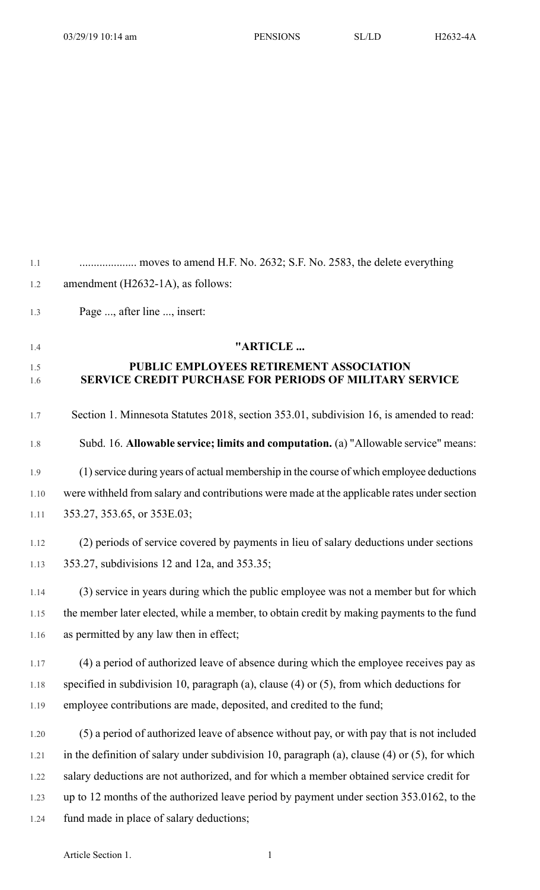.................... moves to amend H.F. No. 2632; S.F. No. 2583, the delete everything amendment (H2632-1A), as follows:

Page ..., after line ..., insert:

"ARTICLE ...

## PUBLIC EMPLOYEES RETIREMENT ASSOCIATION SERVICE CREDIT PURCHASE FOR PERIODS OF MILITARY SERVICE

Section 1. Minnesota Statutes 2018, section 353.01, subdivision 16, is amended to read:

Subd. 16. **Allowable service; limits and computation.** (a) "Allowable service" means:

(1) service during years of actual membership in the course of which employee deductions were withheld from salary and contributions were made at the applicable rates under section 353.27, 353.65, or 353E.03;

(2) periods of service covered by payments in lieu of salary deductions under sections 353.27, subdivisions 12 and 12a, and 353.35;

(3) service in years during which the public employee was not a member but for which the member later elected, while a member, to obtain credit by making payments to the fund as permitted by any law then in effect;

(4) a period of authorized leave of absence during which the employee receives pay as specified in subdivision 10, paragraph (a), clause (4) or (5), from which deductions for employee contributions are made, deposited, and credited to the fund;

(5) a period of authorized leave of absence without pay, or with pay that is not included in the definition of salary under subdivision 10, paragraph (a), clause (4) or (5), for which salary deductions are not authorized, and for which a member obtained service credit for up to 12 months of the authorized leave period by payment under section 353.0162, to the fund made in place of salary deductions;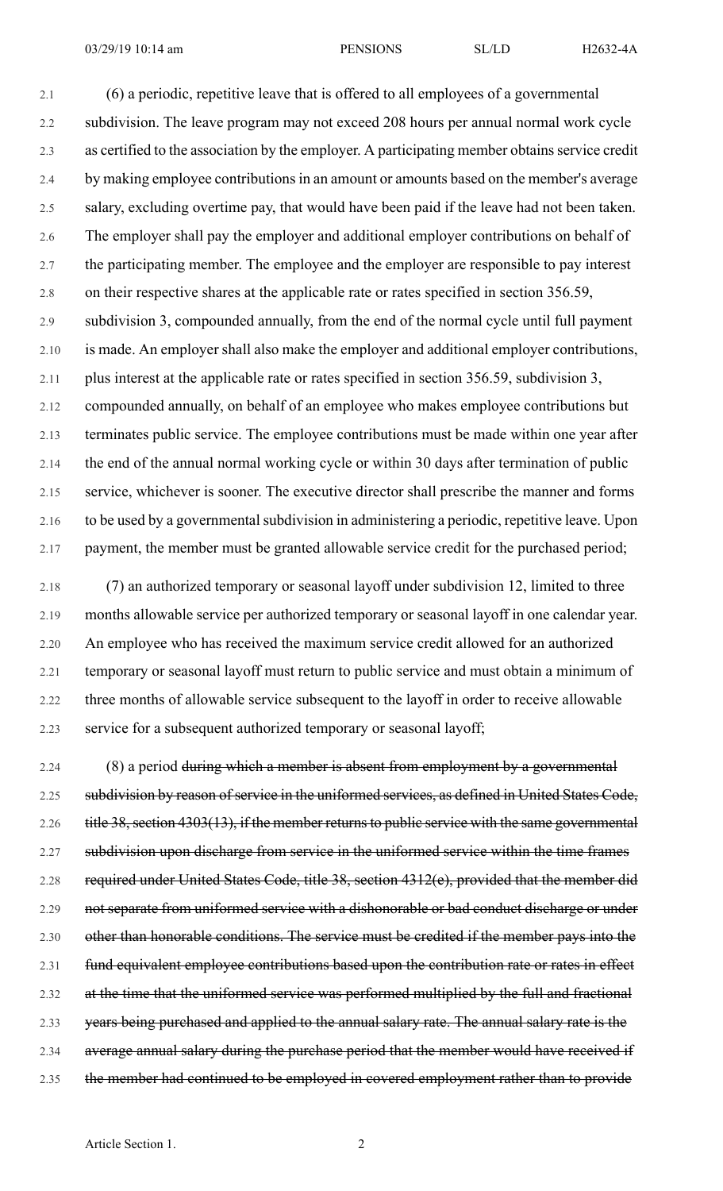2.1 (6) a periodic, repetitive leave that is offered to all employees of a governmental subdivision. The leave program may not exceed 208 hours per annual normal work cycle as certified to the association by the employer. A participating member obtains service credit by making employee contributions in an amount or amounts based on the member's average salary, excluding overtime pay, that would have been paid if the leave had not been taken. The employer shall pay the employer and additional employer contributions on behalf of the participating member. The employee and the employer are responsible to pay interest on their respective shares at the applicable rate or rates specified in section 356.59, subdivision 3, compounded annually, from the end of the normal cycle until full payment is made. An employer shall also make the employer and additional employer contributions, plus interest at the applicable rate or rates specified in section 356.59, subdivision 3, compounded annually, on behalf of an employee who makes employee contributions but terminates public service. The employee contributions must be made within one year after the end of the annual normal working cycle or within 30 days after termination of public service, whichever is sooner. The executive director shall prescribe the manner and forms to be used by a governmental subdivision in administering a periodic, repetitive leave. Upon payment, the member must be granted allowable service credit for the purchased period;

2.18 (7) an authorized temporary or seasonal layoff under subdivision 12, limited to three months allowable service per authorized temporary or seasonal layoff in one calendar year. An employee who has received the maximum service credit allowed for an authorized temporary or seasonal layoff must return to public service and must obtain a minimum of three months of allowable service subsequent to the layoff in order to receive allowable service for a subsequent authorized temporary or seasonal layoff;

2.24 (8) a period ~~during which a member is absent from employment by a governmental subdivision by reason of service in the uniformed services, as defined in United States Code, title 38, section 4303(13), if the member returns to public service with the same governmental subdivision upon discharge from service in the uniformed service within the time frames required under United States Code, title 38, section 4312(e), provided that the member did not separate from uniformed service with a dishonorable or bad conduct discharge or under other than honorable conditions. The service must be credited if the member pays into the fund equivalent employee contributions based upon the contribution rate or rates in effect at the time that the uniformed service was performed multiplied by the full and fractional years being purchased and applied to the annual salary rate. The annual salary rate is the average annual salary during the purchase period that the member would have received if the member had continued to be employed in covered employment rather than to provide~~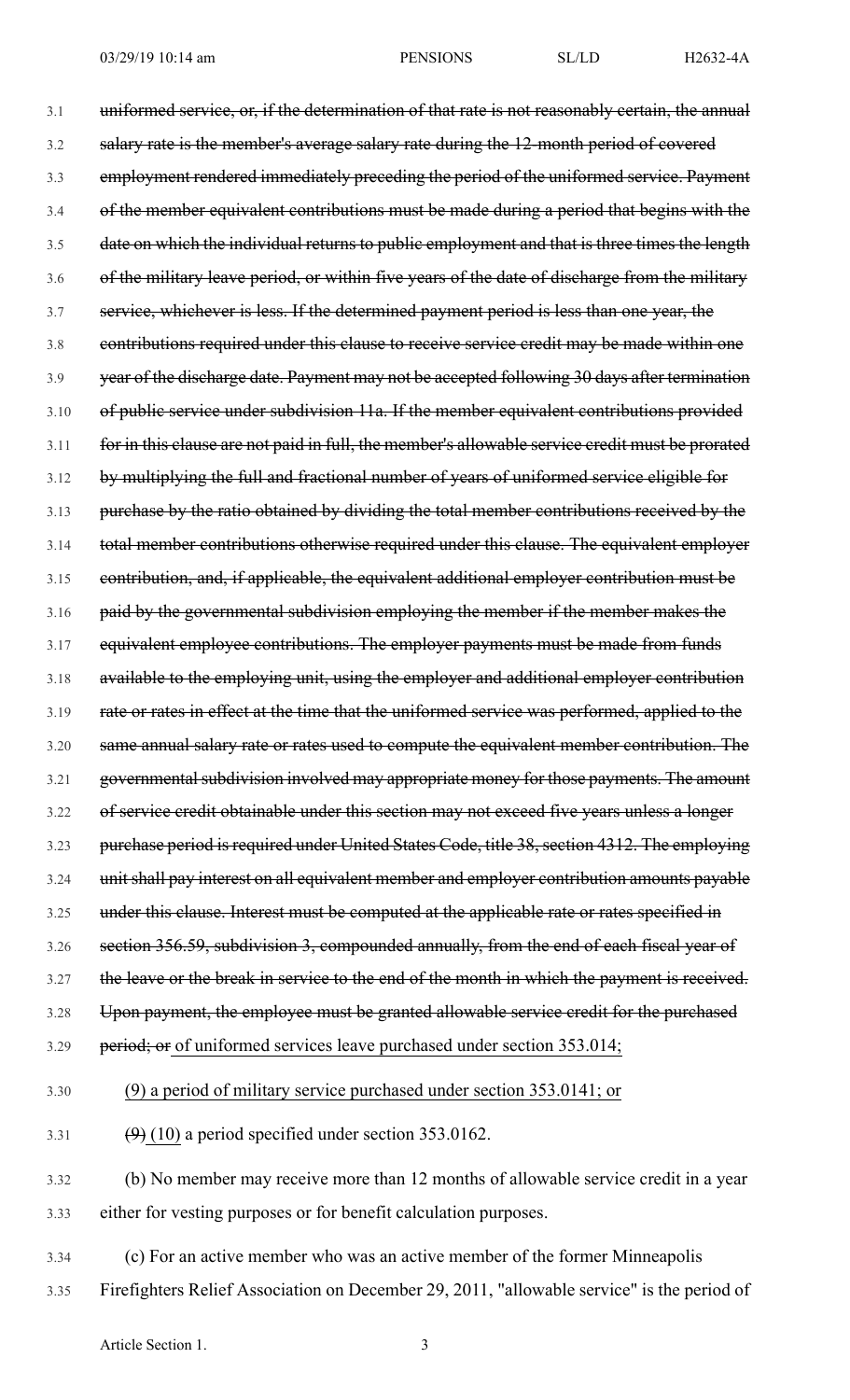3.1 ~~uniformed service, or, if the determination of that rate is not reasonably certain, the annual~~
3.2 ~~salary rate is the member's average salary rate during the 12-month period of covered~~
3.3 ~~employment rendered immediately preceding the period of the uniformed service. Payment~~
3.4 ~~of the member equivalent contributions must be made during a period that begins with the~~
3.5 ~~date on which the individual returns to public employment and that is three times the length~~
3.6 ~~of the military leave period, or within five years of the date of discharge from the military~~
3.7 ~~service, whichever is less. If the determined payment period is less than one year, the~~
3.8 ~~contributions required under this clause to receive service credit may be made within one~~
3.9 ~~year of the discharge date. Payment may not be accepted following 30 days after termination~~
3.10 ~~of public service under subdivision 11a. If the member equivalent contributions provided~~
3.11 ~~for in this clause are not paid in full, the member's allowable service credit must be prorated~~
3.12 ~~by multiplying the full and fractional number of years of uniformed service eligible for~~
3.13 ~~purchase by the ratio obtained by dividing the total member contributions received by the~~
3.14 ~~total member contributions otherwise required under this clause. The equivalent employer~~
3.15 ~~contribution, and, if applicable, the equivalent additional employer contribution must be~~
3.16 ~~paid by the governmental subdivision employing the member if the member makes the~~
3.17 ~~equivalent employee contributions. The employer payments must be made from funds~~
3.18 ~~available to the employing unit, using the employer and additional employer contribution~~
3.19 ~~rate or rates in effect at the time that the uniformed service was performed, applied to the~~
3.20 ~~same annual salary rate or rates used to compute the equivalent member contribution. The~~
3.21 ~~governmental subdivision involved may appropriate money for those payments. The amount~~
3.22 ~~of service credit obtainable under this section may not exceed five years unless a longer~~
3.23 ~~purchase period is required under United States Code, title 38, section 4312. The employing~~
3.24 ~~unit shall pay interest on all equivalent member and employer contribution amounts payable~~
3.25 ~~under this clause. Interest must be computed at the applicable rate or rates specified in~~
3.26 ~~section 356.59, subdivision 3, compounded annually, from the end of each fiscal year of~~
3.27 ~~the leave or the break in service to the end of the month in which the payment is received.~~
3.28 ~~Upon payment, the employee must be granted allowable service credit for the purchased~~
3.29 ~~period; or~~ <u>of uniformed services leave purchased under section 353.014;</u>

3.30 <u>(9) a period of military service purchased under section 353.0141; or</u>

3.31 ~~(9)~~ <u>(10)</u> a period specified under section 353.0162.

3.32 (b) No member may receive more than 12 months of allowable service credit in a year
3.33 either for vesting purposes or for benefit calculation purposes.

3.34 (c) For an active member who was an active member of the former Minneapolis
3.35 Firefighters Relief Association on December 29, 2011, "allowable service" is the period of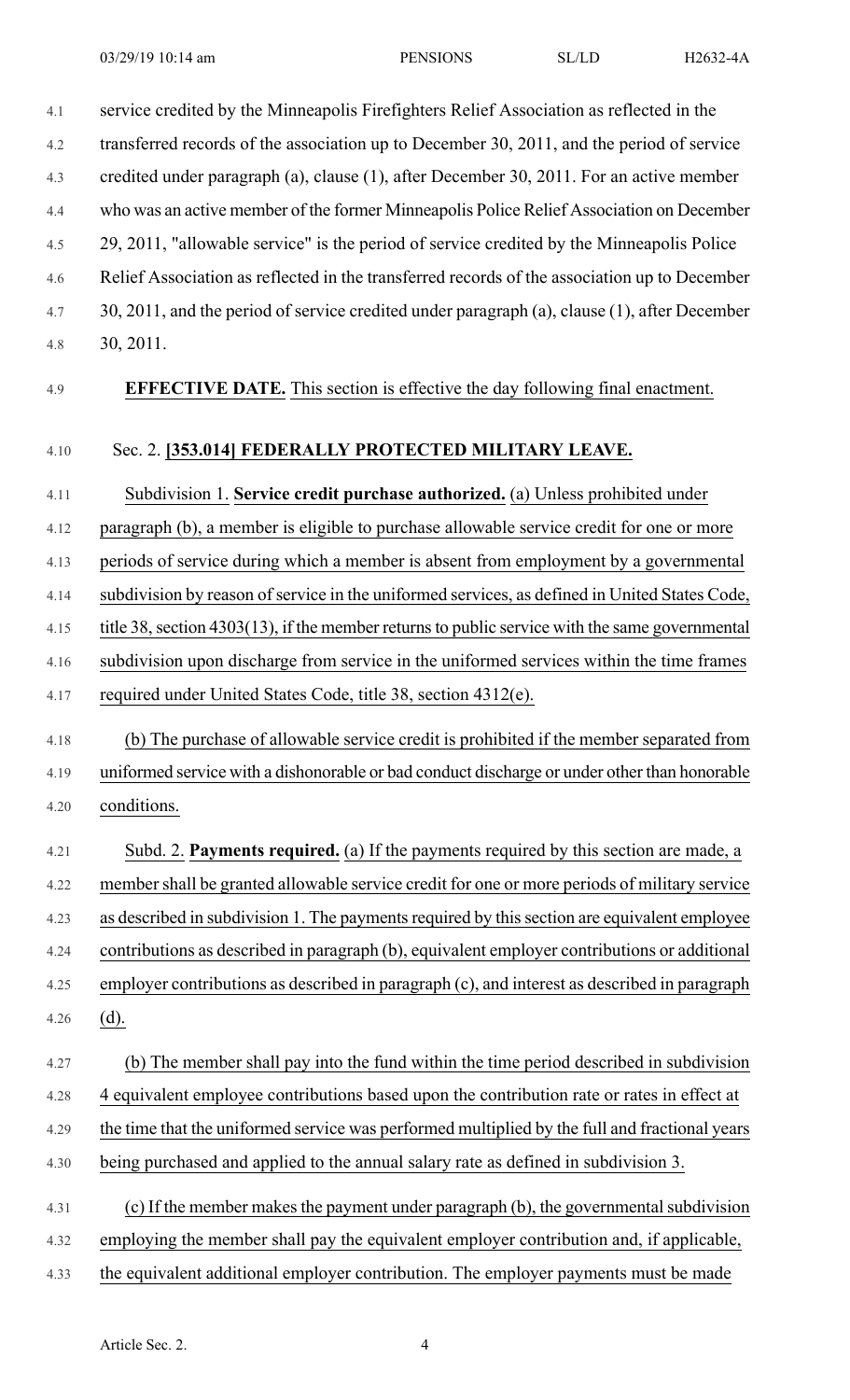service credited by the Minneapolis Firefighters Relief Association as reflected in the transferred records of the association up to December 30, 2011, and the period of service credited under paragraph (a), clause (1), after December 30, 2011. For an active member who was an active member of the former Minneapolis Police Relief Association on December 29, 2011, "allowable service" is the period of service credited by the Minneapolis Police Relief Association as reflected in the transferred records of the association up to December 30, 2011, and the period of service credited under paragraph (a), clause (1), after December 30, 2011.

**EFFECTIVE DATE.** This section is effective the day following final enactment.

Sec. 2. **[353.014] FEDERALLY PROTECTED MILITARY LEAVE.**

Subdivision 1. **Service credit purchase authorized.** (a) Unless prohibited under paragraph (b), a member is eligible to purchase allowable service credit for one or more periods of service during which a member is absent from employment by a governmental subdivision by reason of service in the uniformed services, as defined in United States Code, title 38, section 4303(13), if the member returns to public service with the same governmental subdivision upon discharge from service in the uniformed services within the time frames required under United States Code, title 38, section 4312(e).

(b) The purchase of allowable service credit is prohibited if the member separated from uniformed service with a dishonorable or bad conduct discharge or under other than honorable conditions.

Subd. 2. **Payments required.** (a) If the payments required by this section are made, a member shall be granted allowable service credit for one or more periods of military service as described in subdivision 1. The payments required by this section are equivalent employee contributions as described in paragraph (b), equivalent employer contributions or additional employer contributions as described in paragraph (c), and interest as described in paragraph (d).

(b) The member shall pay into the fund within the time period described in subdivision 4 equivalent employee contributions based upon the contribution rate or rates in effect at the time that the uniformed service was performed multiplied by the full and fractional years being purchased and applied to the annual salary rate as defined in subdivision 3.

(c) If the member makes the payment under paragraph (b), the governmental subdivision employing the member shall pay the equivalent employer contribution and, if applicable, the equivalent additional employer contribution. The employer payments must be made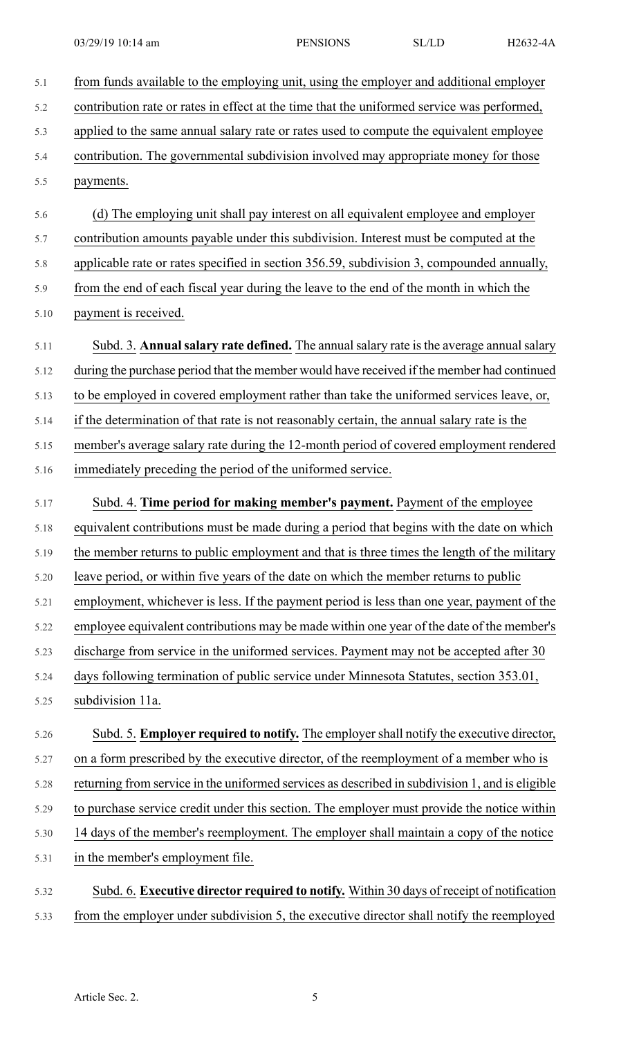from funds available to the employing unit, using the employer and additional employer contribution rate or rates in effect at the time that the uniformed service was performed, applied to the same annual salary rate or rates used to compute the equivalent employee contribution. The governmental subdivision involved may appropriate money for those payments.

(d) The employing unit shall pay interest on all equivalent employee and employer contribution amounts payable under this subdivision. Interest must be computed at the applicable rate or rates specified in section 356.59, subdivision 3, compounded annually, from the end of each fiscal year during the leave to the end of the month in which the payment is received.

Subd. 3. **Annual salary rate defined.** The annual salary rate is the average annual salary during the purchase period that the member would have received if the member had continued to be employed in covered employment rather than take the uniformed services leave, or, if the determination of that rate is not reasonably certain, the annual salary rate is the member's average salary rate during the 12-month period of covered employment rendered immediately preceding the period of the uniformed service.

Subd. 4. **Time period for making member's payment.** Payment of the employee equivalent contributions must be made during a period that begins with the date on which the member returns to public employment and that is three times the length of the military leave period, or within five years of the date on which the member returns to public employment, whichever is less. If the payment period is less than one year, payment of the employee equivalent contributions may be made within one year of the date of the member's discharge from service in the uniformed services. Payment may not be accepted after 30 days following termination of public service under Minnesota Statutes, section 353.01, subdivision 11a.

Subd. 5. **Employer required to notify.** The employer shall notify the executive director, on a form prescribed by the executive director, of the reemployment of a member who is returning from service in the uniformed services as described in subdivision 1, and is eligible to purchase service credit under this section. The employer must provide the notice within 14 days of the member's reemployment. The employer shall maintain a copy of the notice in the member's employment file.

Subd. 6. **Executive director required to notify.** Within 30 days of receipt of notification from the employer under subdivision 5, the executive director shall notify the reemployed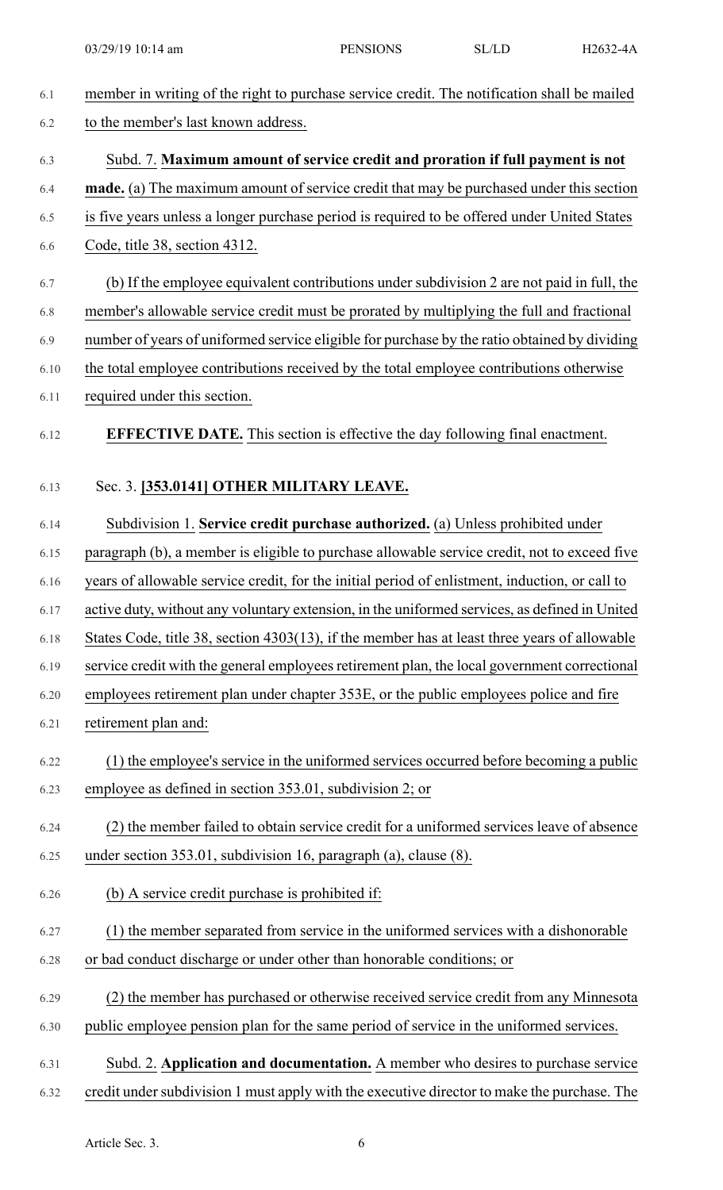member in writing of the right to purchase service credit. The notification shall be mailed to the member's last known address.

Subd. 7. **Maximum amount of service credit and proration if full payment is not made.** (a) The maximum amount of service credit that may be purchased under this section is five years unless a longer purchase period is required to be offered under United States Code, title 38, section 4312.

(b) If the employee equivalent contributions under subdivision 2 are not paid in full, the member's allowable service credit must be prorated by multiplying the full and fractional number of years of uniformed service eligible for purchase by the ratio obtained by dividing the total employee contributions received by the total employee contributions otherwise required under this section.

**EFFECTIVE DATE.** This section is effective the day following final enactment.

Sec. 3. **[353.0141] OTHER MILITARY LEAVE.**

Subdivision 1. **Service credit purchase authorized.** (a) Unless prohibited under paragraph (b), a member is eligible to purchase allowable service credit, not to exceed five years of allowable service credit, for the initial period of enlistment, induction, or call to active duty, without any voluntary extension, in the uniformed services, as defined in United States Code, title 38, section 4303(13), if the member has at least three years of allowable service credit with the general employees retirement plan, the local government correctional employees retirement plan under chapter 353E, or the public employees police and fire retirement plan and:

(1) the employee's service in the uniformed services occurred before becoming a public employee as defined in section 353.01, subdivision 2; or

(2) the member failed to obtain service credit for a uniformed services leave of absence under section 353.01, subdivision 16, paragraph (a), clause (8).

(b) A service credit purchase is prohibited if:

(1) the member separated from service in the uniformed services with a dishonorable or bad conduct discharge or under other than honorable conditions; or

(2) the member has purchased or otherwise received service credit from any Minnesota public employee pension plan for the same period of service in the uniformed services.

Subd. 2. **Application and documentation.** A member who desires to purchase service credit under subdivision 1 must apply with the executive director to make the purchase. The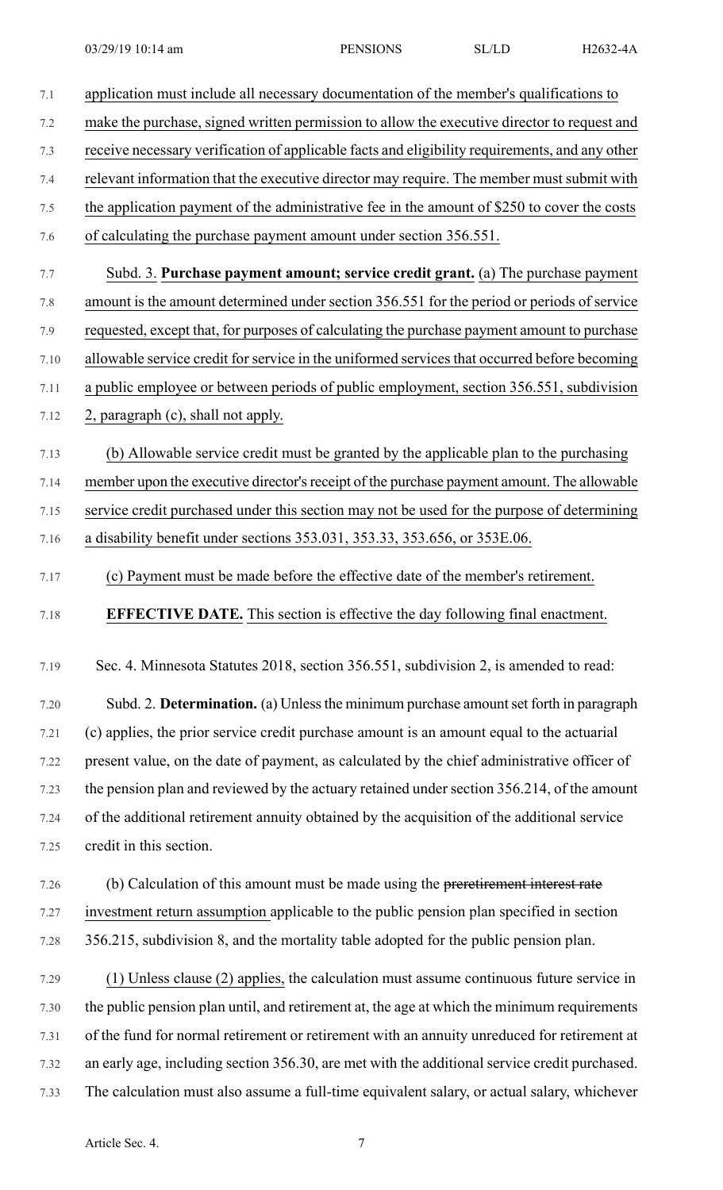application must include all necessary documentation of the member's qualifications to make the purchase, signed written permission to allow the executive director to request and receive necessary verification of applicable facts and eligibility requirements, and any other relevant information that the executive director may require. The member must submit with the application payment of the administrative fee in the amount of $250 to cover the costs of calculating the purchase payment amount under section 356.551.

Subd. 3. **Purchase payment amount; service credit grant.** (a) The purchase payment amount is the amount determined under section 356.551 for the period or periods of service requested, except that, for purposes of calculating the purchase payment amount to purchase allowable service credit for service in the uniformed services that occurred before becoming a public employee or between periods of public employment, section 356.551, subdivision 2, paragraph (c), shall not apply.

(b) Allowable service credit must be granted by the applicable plan to the purchasing member upon the executive director's receipt of the purchase payment amount. The allowable service credit purchased under this section may not be used for the purpose of determining a disability benefit under sections 353.031, 353.33, 353.656, or 353E.06.

(c) Payment must be made before the effective date of the member's retirement.

**EFFECTIVE DATE.** This section is effective the day following final enactment.

Sec. 4. Minnesota Statutes 2018, section 356.551, subdivision 2, is amended to read:

Subd. 2. **Determination.** (a) Unless the minimum purchase amount set forth in paragraph (c) applies, the prior service credit purchase amount is an amount equal to the actuarial present value, on the date of payment, as calculated by the chief administrative officer of the pension plan and reviewed by the actuary retained under section 356.214, of the amount of the additional retirement annuity obtained by the acquisition of the additional service credit in this section.

(b) Calculation of this amount must be made using the ~~preretirement interest rate~~ investment return assumption applicable to the public pension plan specified in section 356.215, subdivision 8, and the mortality table adopted for the public pension plan.

(1) Unless clause (2) applies, the calculation must assume continuous future service in the public pension plan until, and retirement at, the age at which the minimum requirements of the fund for normal retirement or retirement with an annuity unreduced for retirement at an early age, including section 356.30, are met with the additional service credit purchased. The calculation must also assume a full-time equivalent salary, or actual salary, whichever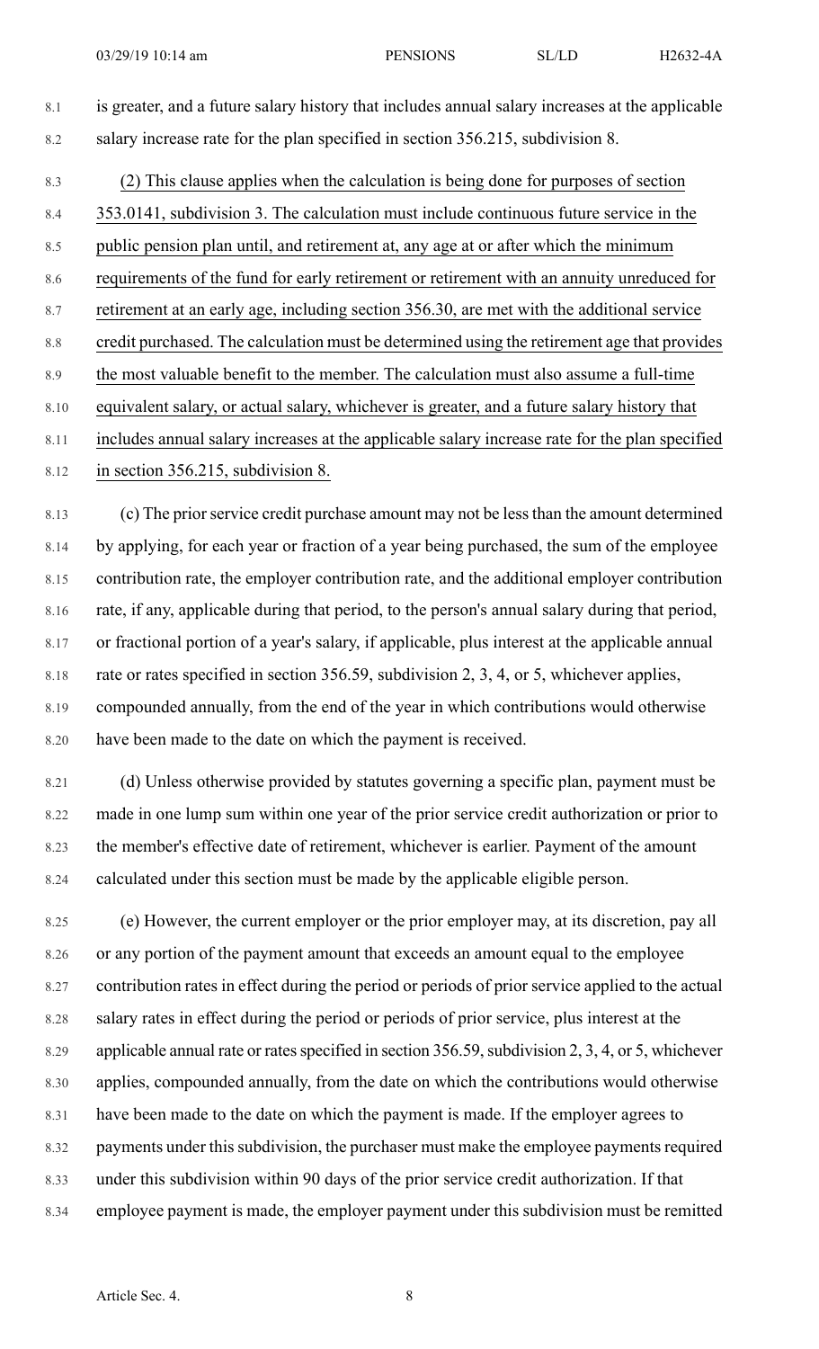is greater, and a future salary history that includes annual salary increases at the applicable salary increase rate for the plan specified in section 356.215, subdivision 8.

(2) This clause applies when the calculation is being done for purposes of section 353.0141, subdivision 3. The calculation must include continuous future service in the public pension plan until, and retirement at, any age at or after which the minimum requirements of the fund for early retirement or retirement with an annuity unreduced for retirement at an early age, including section 356.30, are met with the additional service credit purchased. The calculation must be determined using the retirement age that provides the most valuable benefit to the member. The calculation must also assume a full-time equivalent salary, or actual salary, whichever is greater, and a future salary history that includes annual salary increases at the applicable salary increase rate for the plan specified in section 356.215, subdivision 8.

(c) The prior service credit purchase amount may not be less than the amount determined by applying, for each year or fraction of a year being purchased, the sum of the employee contribution rate, the employer contribution rate, and the additional employer contribution rate, if any, applicable during that period, to the person's annual salary during that period, or fractional portion of a year's salary, if applicable, plus interest at the applicable annual rate or rates specified in section 356.59, subdivision 2, 3, 4, or 5, whichever applies, compounded annually, from the end of the year in which contributions would otherwise have been made to the date on which the payment is received.

(d) Unless otherwise provided by statutes governing a specific plan, payment must be made in one lump sum within one year of the prior service credit authorization or prior to the member's effective date of retirement, whichever is earlier. Payment of the amount calculated under this section must be made by the applicable eligible person.

(e) However, the current employer or the prior employer may, at its discretion, pay all or any portion of the payment amount that exceeds an amount equal to the employee contribution rates in effect during the period or periods of prior service applied to the actual salary rates in effect during the period or periods of prior service, plus interest at the applicable annual rate or rates specified in section 356.59, subdivision 2, 3, 4, or 5, whichever applies, compounded annually, from the date on which the contributions would otherwise have been made to the date on which the payment is made. If the employer agrees to payments under this subdivision, the purchaser must make the employee payments required under this subdivision within 90 days of the prior service credit authorization. If that employee payment is made, the employer payment under this subdivision must be remitted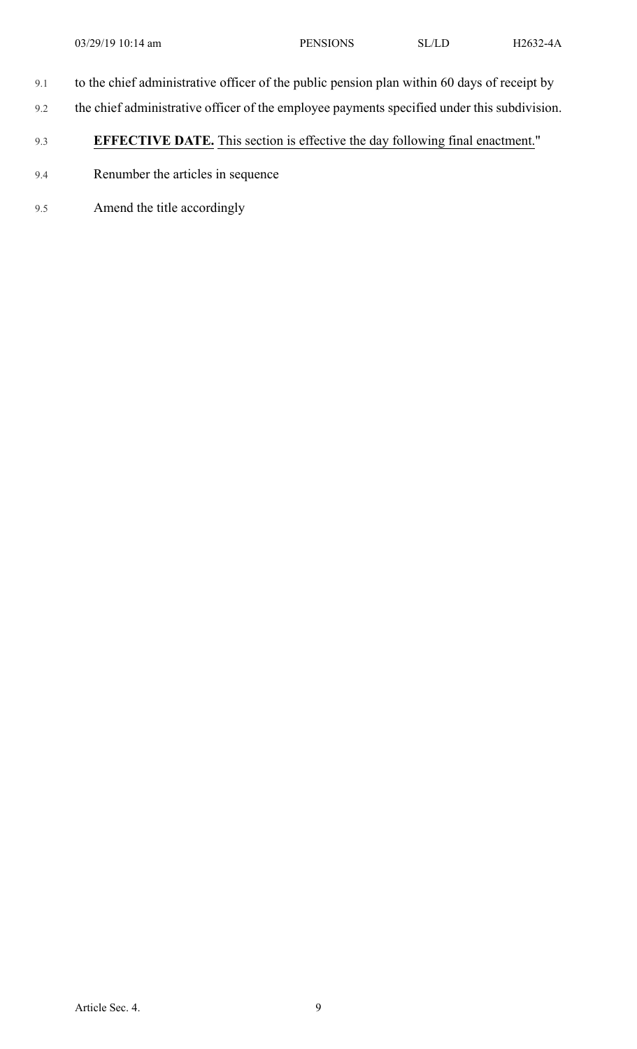to the chief administrative officer of the public pension plan within 60 days of receipt by the chief administrative officer of the employee payments specified under this subdivision.

**EFFECTIVE DATE.** This section is effective the day following final enactment."

Renumber the articles in sequence

Amend the title accordingly